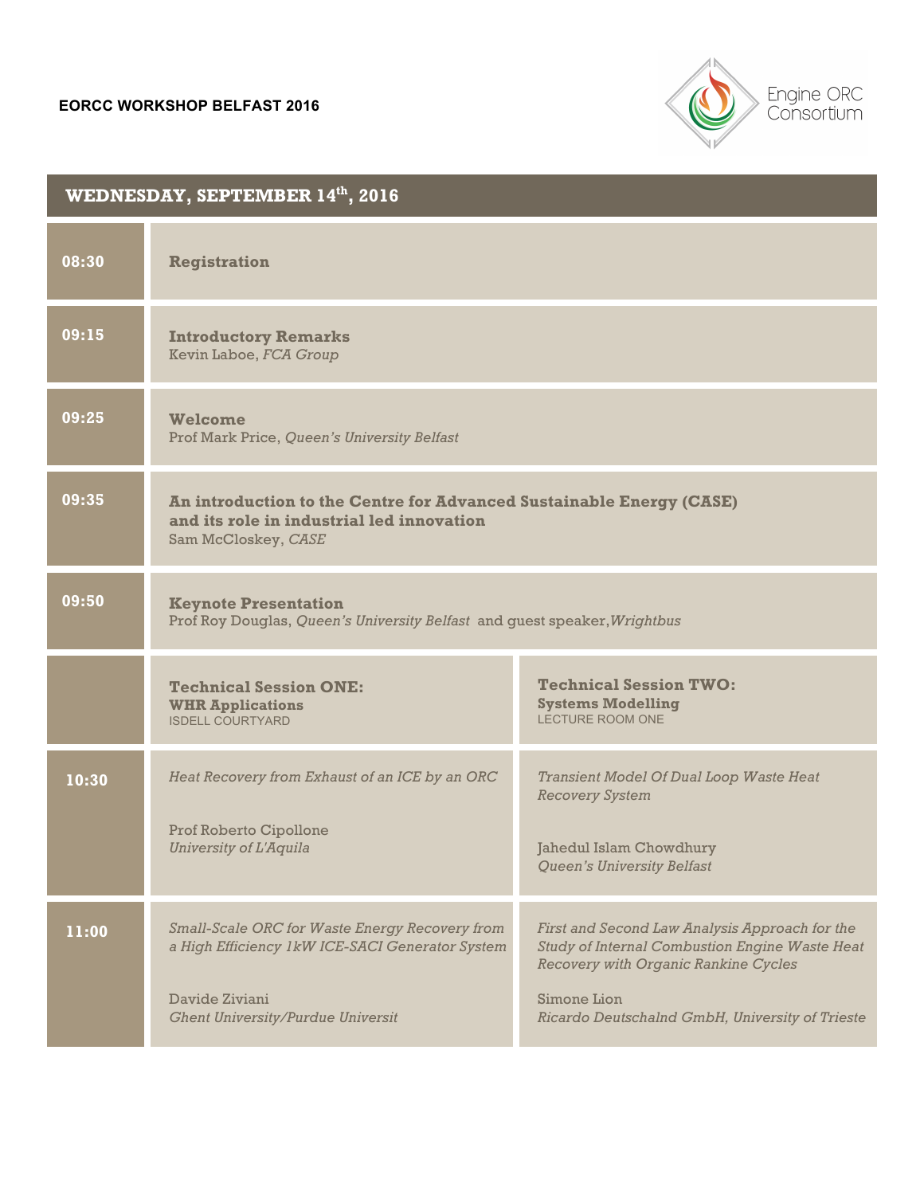**EORCC WORKSHOP BELFAST 2016**

Engine ORC Consortium

## WEDNESDAY, SEPTEMBER 14th, 2016

| Time | Session | |
|---|---|---|
| 08:30 | **Registration** | |
| 09:15 | **Introductory Remarks**<br>Kevin Laboe, *FCA Group* | |
| 09:25 | **Welcome**<br>Prof Mark Price, *Queen's University Belfast* | |
| 09:35 | **An introduction to the Centre for Advanced Sustainable Energy (CASE) and its role in industrial led innovation**<br>Sam McCloskey, *CASE* | |
| 09:50 | **Keynote Presentation**<br>Prof Roy Douglas, *Queen's University Belfast* and guest speaker, *Wrightbus* | |
| | **Technical Session ONE: WHR Applications**<br>ISDELL COURTYARD | **Technical Session TWO: Systems Modelling**<br>LECTURE ROOM ONE |
| 10:30 | *Heat Recovery from Exhaust of an ICE by an ORC*<br><br>Prof Roberto Cipollone<br>*University of L'Aquila* | *Transient Model Of Dual Loop Waste Heat Recovery System*<br><br>Jahedul Islam Chowdhury<br>*Queen's University Belfast* |
| 11:00 | *Small-Scale ORC for Waste Energy Recovery from a High Efficiency 1kW ICE-SACI Generator System*<br><br>Davide Ziviani<br>*Ghent University/Purdue Universit* | *First and Second Law Analysis Approach for the Study of Internal Combustion Engine Waste Heat Recovery with Organic Rankine Cycles*<br><br>Simone Lion<br>*Ricardo Deutschalnd GmbH, University of Trieste* |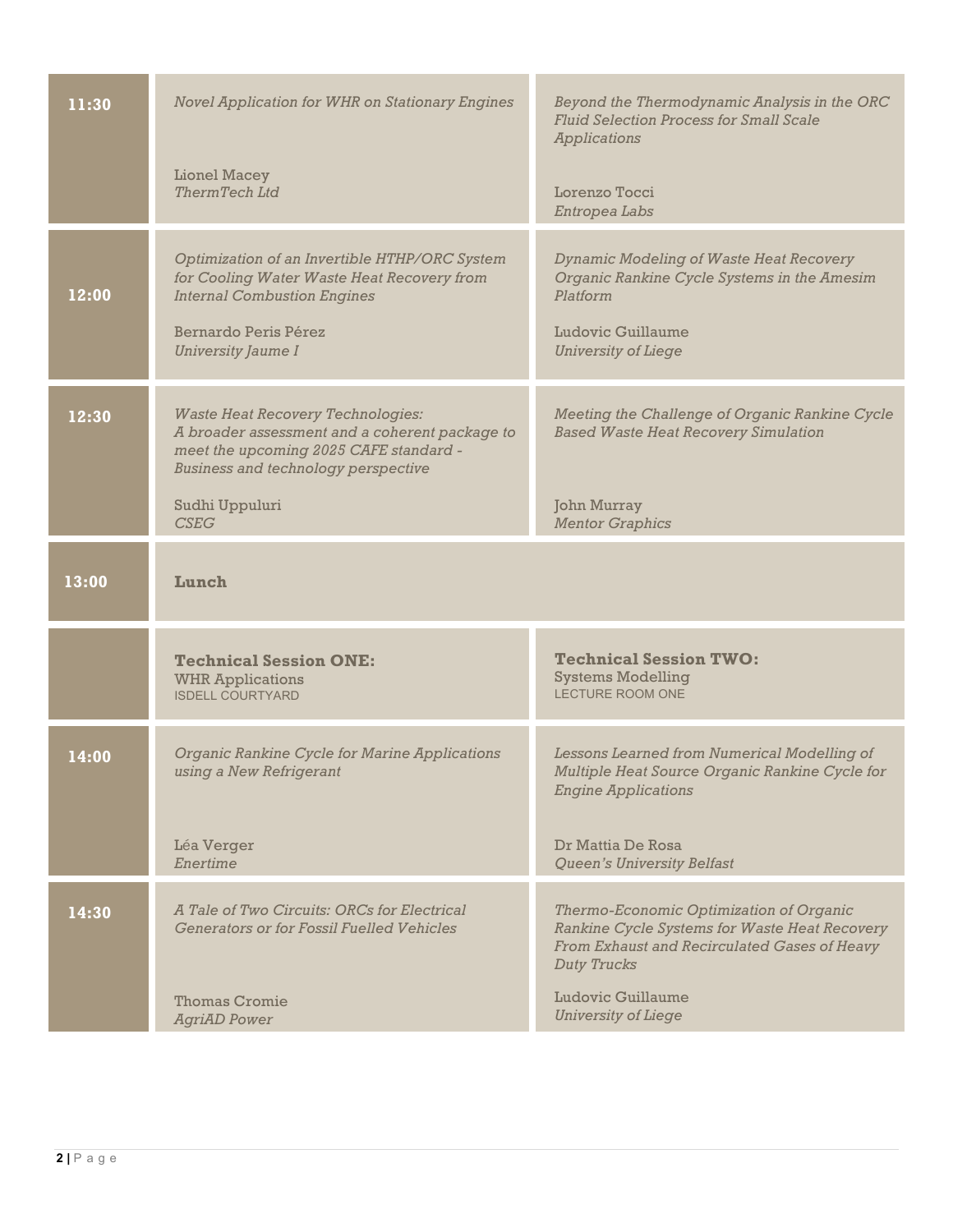| Time | | |
| --- | --- | --- |
| **11:30** | *Novel Application for WHR on Stationary Engines*<br><br>Lionel Macey<br>*ThermTech Ltd* | *Beyond the Thermodynamic Analysis in the ORC Fluid Selection Process for Small Scale Applications*<br><br>Lorenzo Tocci<br>*Entropea Labs* |
| **12:00** | *Optimization of an Invertible HTHP/ORC System for Cooling Water Waste Heat Recovery from Internal Combustion Engines*<br><br>Bernardo Peris Pérez<br>*University Jaume I* | *Dynamic Modeling of Waste Heat Recovery Organic Rankine Cycle Systems in the Amesim Platform*<br><br>Ludovic Guillaume<br>*University of Liege* |
| **12:30** | *Waste Heat Recovery Technologies: A broader assessment and a coherent package to meet the upcoming 2025 CAFE standard - Business and technology perspective*<br><br>Sudhi Uppuluri<br>*CSEG* | *Meeting the Challenge of Organic Rankine Cycle Based Waste Heat Recovery Simulation*<br><br>John Murray<br>*Mentor Graphics* |
| **13:00** | **Lunch** | |
| | **Technical Session ONE:**<br>WHR Applications<br>ISDELL COURTYARD | **Technical Session TWO:**<br>Systems Modelling<br>LECTURE ROOM ONE |
| **14:00** | *Organic Rankine Cycle for Marine Applications using a New Refrigerant*<br><br>Léa Verger<br>*Enertime* | *Lessons Learned from Numerical Modelling of Multiple Heat Source Organic Rankine Cycle for Engine Applications*<br><br>Dr Mattia De Rosa<br>*Queen's University Belfast* |
| **14:30** | *A Tale of Two Circuits: ORCs for Electrical Generators or for Fossil Fuelled Vehicles*<br><br>Thomas Cromie<br>*AgriAD Power* | *Thermo-Economic Optimization of Organic Rankine Cycle Systems for Waste Heat Recovery From Exhaust and Recirculated Gases of Heavy Duty Trucks*<br><br>Ludovic Guillaume<br>*University of Liege* |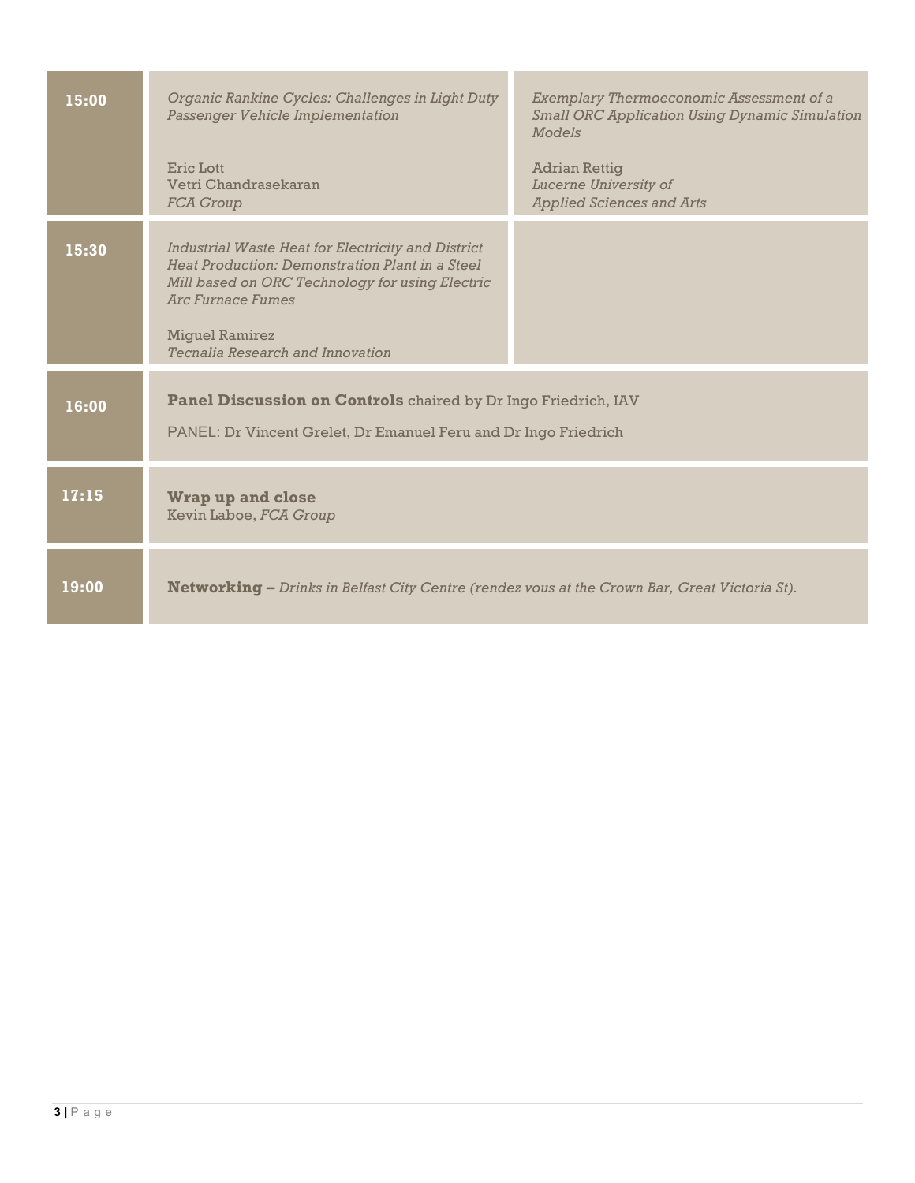| | | |
|---|---|---|
| **15:00** | *Organic Rankine Cycles: Challenges in Light Duty Passenger Vehicle Implementation*<br><br>Eric Lott<br>Vetri Chandrasekaran<br>*FCA Group* | *Exemplary Thermoeconomic Assessment of a Small ORC Application Using Dynamic Simulation Models*<br><br>Adrian Rettig<br>*Lucerne University of Applied Sciences and Arts* |
| **15:30** | *Industrial Waste Heat for Electricity and District Heat Production: Demonstration Plant in a Steel Mill based on ORC Technology for using Electric Arc Furnace Fumes*<br><br>Miguel Ramirez<br>*Tecnalia Research and Innovation* | |
| **16:00** | **Panel Discussion on Controls** chaired by Dr Ingo Friedrich, IAV<br><br>PANEL: Dr Vincent Grelet, Dr Emanuel Feru and Dr Ingo Friedrich | |
| **17:15** | **Wrap up and close**<br>Kevin Laboe, *FCA Group* | |
| **19:00** | **Networking –** *Drinks in Belfast City Centre (rendez vous at the Crown Bar, Great Victoria St).* | |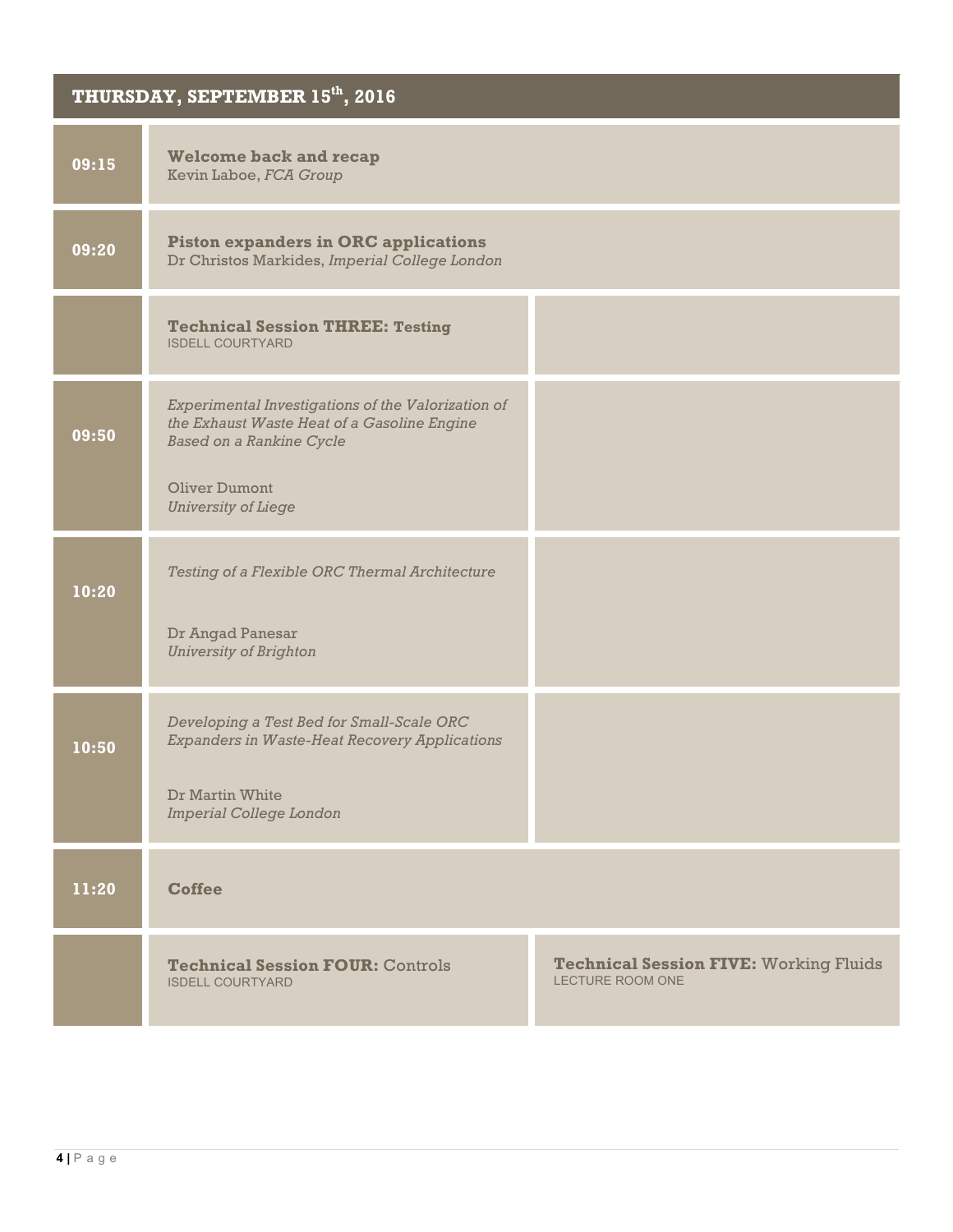## THURSDAY, SEPTEMBER 15th, 2016

| Time | | |
|---|---|---|
| 09:15 | **Welcome back and recap**<br>Kevin Laboe, *FCA Group* | |
| 09:20 | **Piston expanders in ORC applications**<br>Dr Christos Markides, *Imperial College London* | |
| | **Technical Session THREE: Testing**<br>ISDELL COURTYARD | |
| 09:50 | *Experimental Investigations of the Valorization of the Exhaust Waste Heat of a Gasoline Engine Based on a Rankine Cycle*<br><br>Oliver Dumont<br>*University of Liege* | |
| 10:20 | *Testing of a Flexible ORC Thermal Architecture*<br><br>Dr Angad Panesar<br>*University of Brighton* | |
| 10:50 | *Developing a Test Bed for Small-Scale ORC Expanders in Waste-Heat Recovery Applications*<br><br>Dr Martin White<br>*Imperial College London* | |
| 11:20 | **Coffee** | |
| | **Technical Session FOUR:** Controls<br>ISDELL COURTYARD | **Technical Session FIVE:** Working Fluids<br>LECTURE ROOM ONE |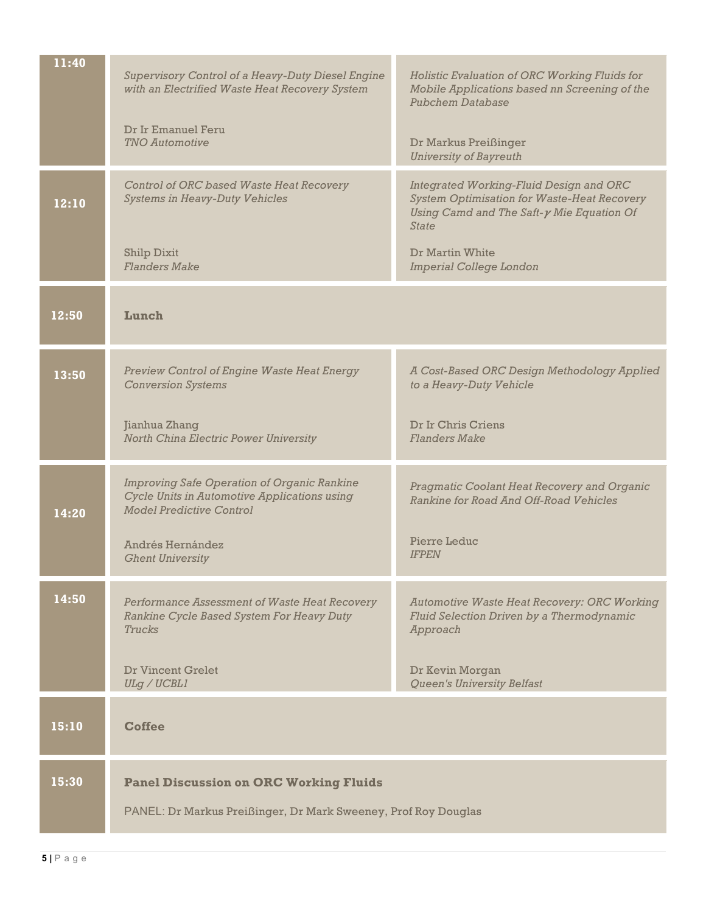| Time | | |
|---|---|---|
| 11:40 | *Supervisory Control of a Heavy-Duty Diesel Engine with an Electrified Waste Heat Recovery System*<br><br>Dr Ir Emanuel Feru<br>*TNO Automotive* | *Holistic Evaluation of ORC Working Fluids for Mobile Applications based nn Screening of the Pubchem Database*<br><br>Dr Markus Preißinger<br>*University of Bayreuth* |
| 12:10 | *Control of ORC based Waste Heat Recovery Systems in Heavy-Duty Vehicles*<br><br>Shilp Dixit<br>*Flanders Make* | *Integrated Working-Fluid Design and ORC System Optimisation for Waste-Heat Recovery Using Camd and The Saft-γ Mie Equation Of State*<br><br>Dr Martin White<br>*Imperial College London* |
| 12:50 | **Lunch** | |
| 13:50 | *Preview Control of Engine Waste Heat Energy Conversion Systems*<br><br>Jianhua Zhang<br>*North China Electric Power University* | *A Cost-Based ORC Design Methodology Applied to a Heavy-Duty Vehicle*<br><br>Dr Ir Chris Criens<br>*Flanders Make* |
| 14:20 | *Improving Safe Operation of Organic Rankine Cycle Units in Automotive Applications using Model Predictive Control*<br><br>Andrés Hernández<br>*Ghent University* | *Pragmatic Coolant Heat Recovery and Organic Rankine for Road And Off-Road Vehicles*<br><br>Pierre Leduc<br>*IFPEN* |
| 14:50 | *Performance Assessment of Waste Heat Recovery Rankine Cycle Based System For Heavy Duty Trucks*<br><br>Dr Vincent Grelet<br>*ULg / UCBL1* | *Automotive Waste Heat Recovery: ORC Working Fluid Selection Driven by a Thermodynamic Approach*<br><br>Dr Kevin Morgan<br>*Queen's University Belfast* |
| 15:10 | **Coffee** | |
| 15:30 | **Panel Discussion on ORC Working Fluids**<br><br>PANEL: Dr Markus Preißinger, Dr Mark Sweeney, Prof Roy Douglas | |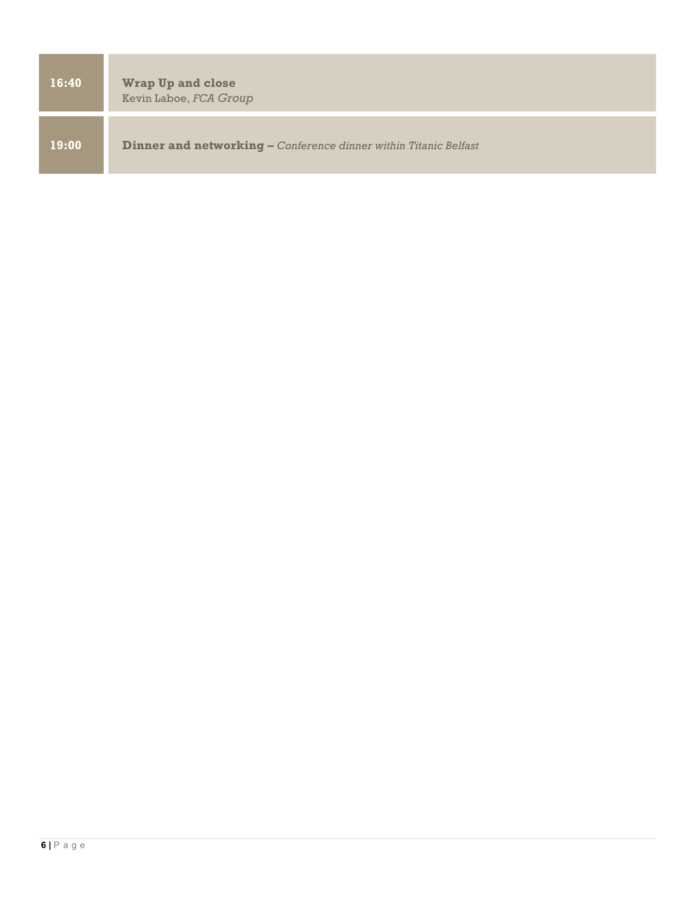| | |
|---|---|
| **16:40** | **Wrap Up and close**<br>Kevin Laboe, *FCA Group* |
| **19:00** | **Dinner and networking –** *Conference dinner within Titanic Belfast* |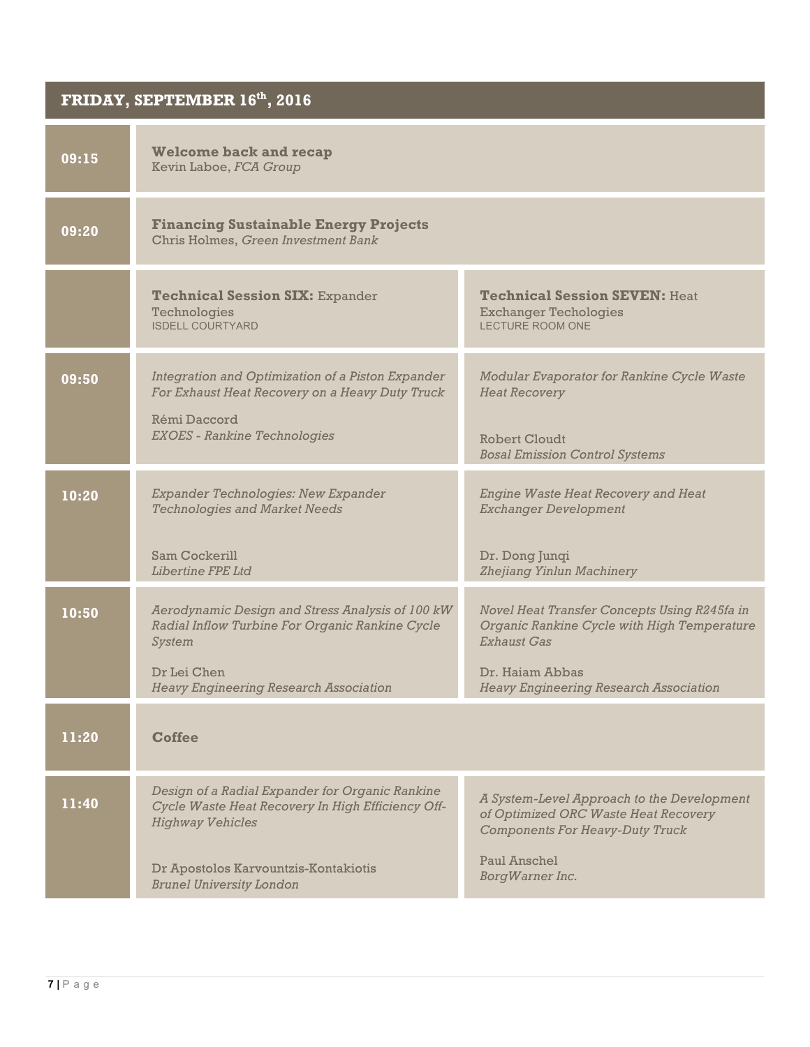## FRIDAY, SEPTEMBER 16th, 2016

| Time | | |
|---|---|---|
| 09:15 | **Welcome back and recap**<br>Kevin Laboe, *FCA Group* | |
| 09:20 | **Financing Sustainable Energy Projects**<br>Chris Holmes, *Green Investment Bank* | |
| | **Technical Session SIX:** Expander Technologies<br>ISDELL COURTYARD | **Technical Session SEVEN:** Heat Exchanger Techologies<br>LECTURE ROOM ONE |
| 09:50 | *Integration and Optimization of a Piston Expander For Exhaust Heat Recovery on a Heavy Duty Truck*<br>Rémi Daccord<br>*EXOES - Rankine Technologies* | *Modular Evaporator for Rankine Cycle Waste Heat Recovery*<br>Robert Cloudt<br>*Bosal Emission Control Systems* |
| 10:20 | *Expander Technologies: New Expander Technologies and Market Needs*<br>Sam Cockerill<br>*Libertine FPE Ltd* | *Engine Waste Heat Recovery and Heat Exchanger Development*<br>Dr. Dong Junqi<br>*Zhejiang Yinlun Machinery* |
| 10:50 | *Aerodynamic Design and Stress Analysis of 100 kW Radial Inflow Turbine For Organic Rankine Cycle System*<br>Dr Lei Chen<br>*Heavy Engineering Research Association* | *Novel Heat Transfer Concepts Using R245fa in Organic Rankine Cycle with High Temperature Exhaust Gas*<br>Dr. Haiam Abbas<br>*Heavy Engineering Research Association* |
| 11:20 | **Coffee** | |
| 11:40 | *Design of a Radial Expander for Organic Rankine Cycle Waste Heat Recovery In High Efficiency Off-Highway Vehicles*<br>Dr Apostolos Karvountzis-Kontakiotis<br>*Brunel University London* | *A System-Level Approach to the Development of Optimized ORC Waste Heat Recovery Components For Heavy-Duty Truck*<br>Paul Anschel<br>*BorgWarner Inc.* |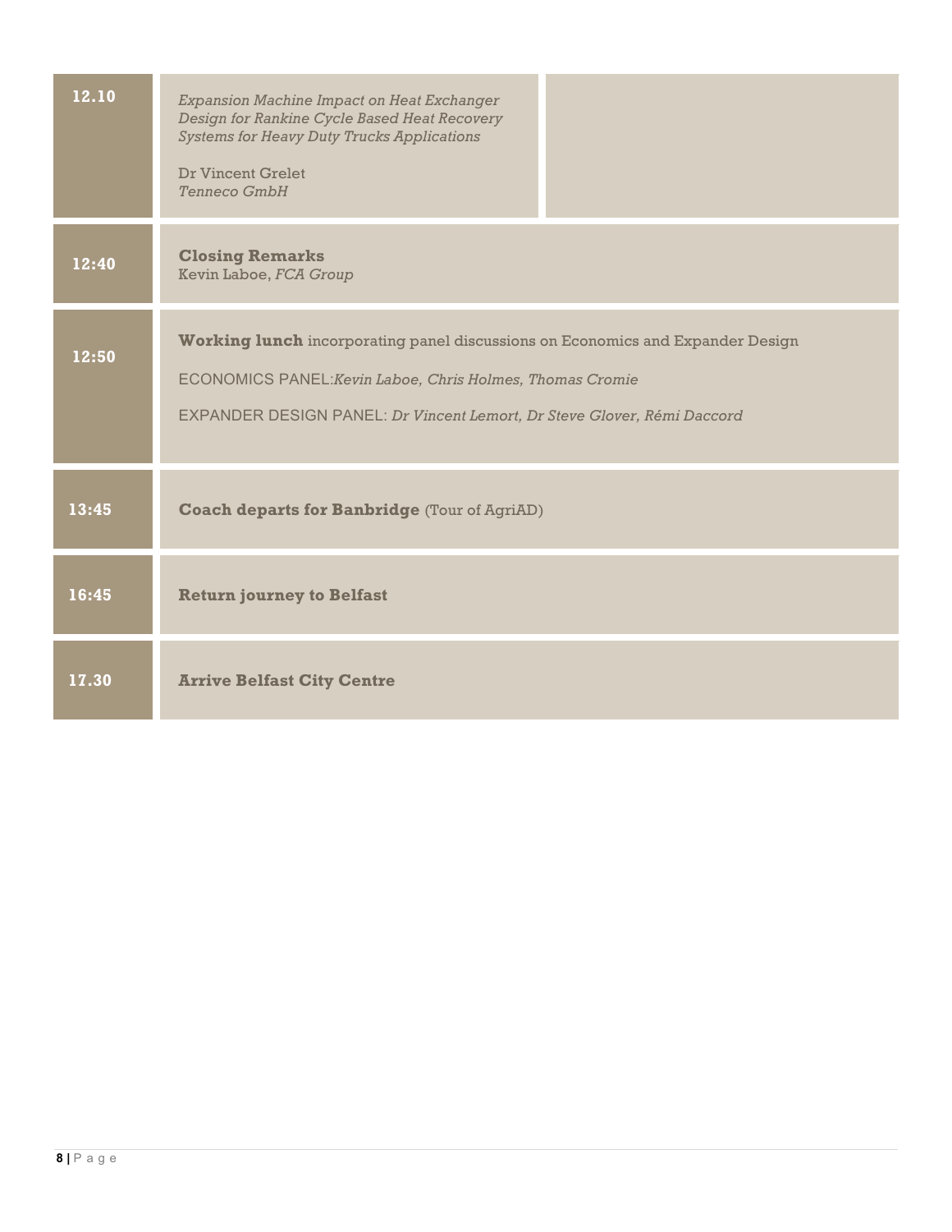| | | |
|---|---|---|
| 12.10 | *Expansion Machine Impact on Heat Exchanger Design for Rankine Cycle Based Heat Recovery Systems for Heavy Duty Trucks Applications*<br><br>Dr Vincent Grelet<br>*Tenneco GmbH* | |
| 12:40 | **Closing Remarks**<br>Kevin Laboe, *FCA Group* | |
| 12:50 | **Working lunch** incorporating panel discussions on Economics and Expander Design<br><br>ECONOMICS PANEL:*Kevin Laboe, Chris Holmes, Thomas Cromie*<br><br>EXPANDER DESIGN PANEL: *Dr Vincent Lemort, Dr Steve Glover, Rémi Daccord* | |
| 13:45 | **Coach departs for Banbridge** (Tour of AgriAD) | |
| 16:45 | **Return journey to Belfast** | |
| 17.30 | **Arrive Belfast City Centre** | |